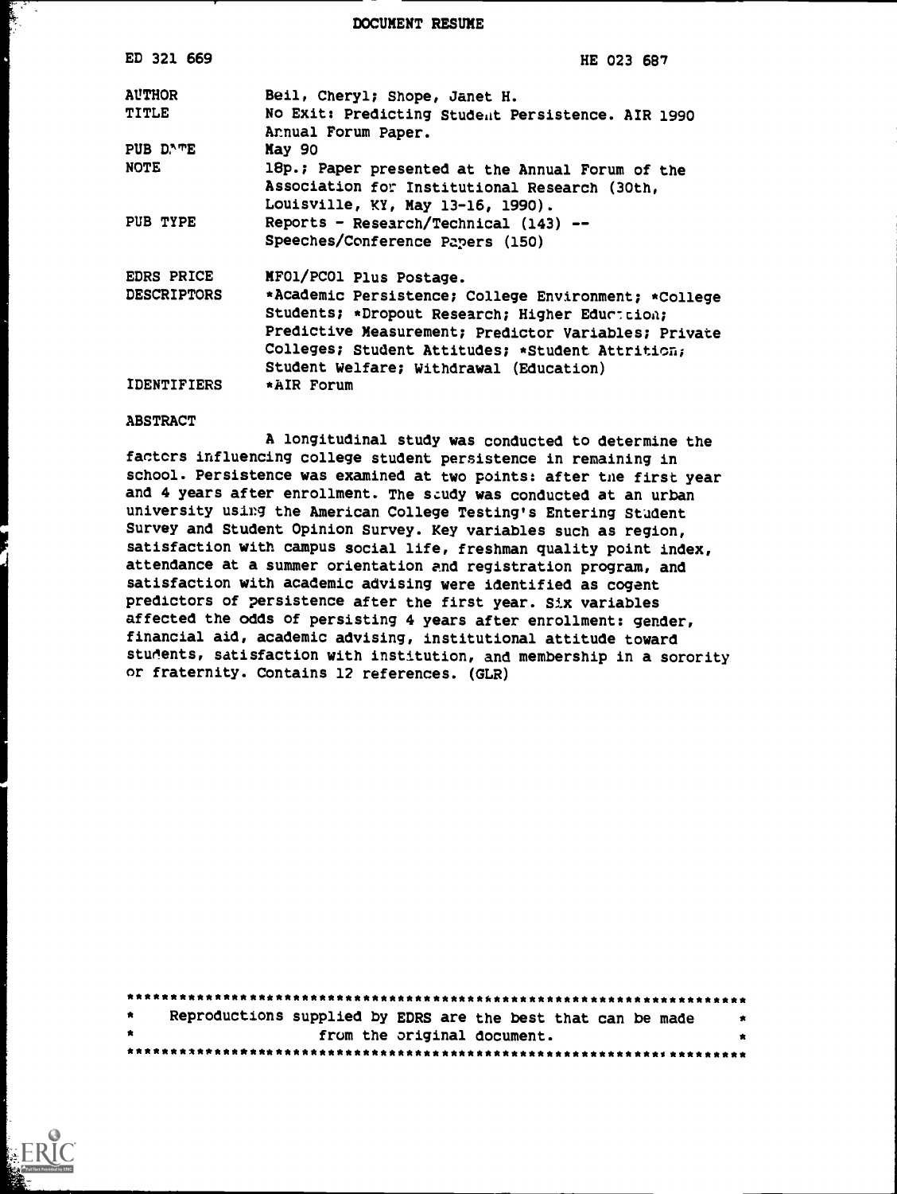DOCUMENT RESUME

| | |
|---|---|
| ED 321 669 | HE 023 687 |
| AUTHOR | Beil, Cheryl; Shope, Janet H. |
| TITLE | No Exit: Predicting Student Persistence. AIR 1990 Annual Forum Paper. |
| PUB DATE | May 90 |
| NOTE | 18p.; Paper presented at the Annual Forum of the Association for Institutional Research (30th, Louisville, KY, May 13-16, 1990). |
| PUB TYPE | Reports - Research/Technical (143) -- Speeches/Conference Papers (150) |
| EDRS PRICE | MF01/PC01 Plus Postage. |
| DESCRIPTORS | *Academic Persistence; College Environment; *College Students; *Dropout Research; Higher Education; Predictive Measurement; Predictor Variables; Private Colleges; Student Attitudes; *Student Attrition; Student Welfare; Withdrawal (Education) |
| IDENTIFIERS | *AIR Forum |

ABSTRACT

A longitudinal study was conducted to determine the factors influencing college student persistence in remaining in school. Persistence was examined at two points: after the first year and 4 years after enrollment. The study was conducted at an urban university using the American College Testing's Entering Student Survey and Student Opinion Survey. Key variables such as region, satisfaction with campus social life, freshman quality point index, attendance at a summer orientation and registration program, and satisfaction with academic advising were identified as cogent predictors of persistence after the first year. Six variables affected the odds of persisting 4 years after enrollment: gender, financial aid, academic advising, institutional attitude toward students, satisfaction with institution, and membership in a sorority or fraternity. Contains 12 references. (GLR)

***********************************************************************
* Reproductions supplied by EDRS are the best that can be made *
* from the original document. *
***********************************************************************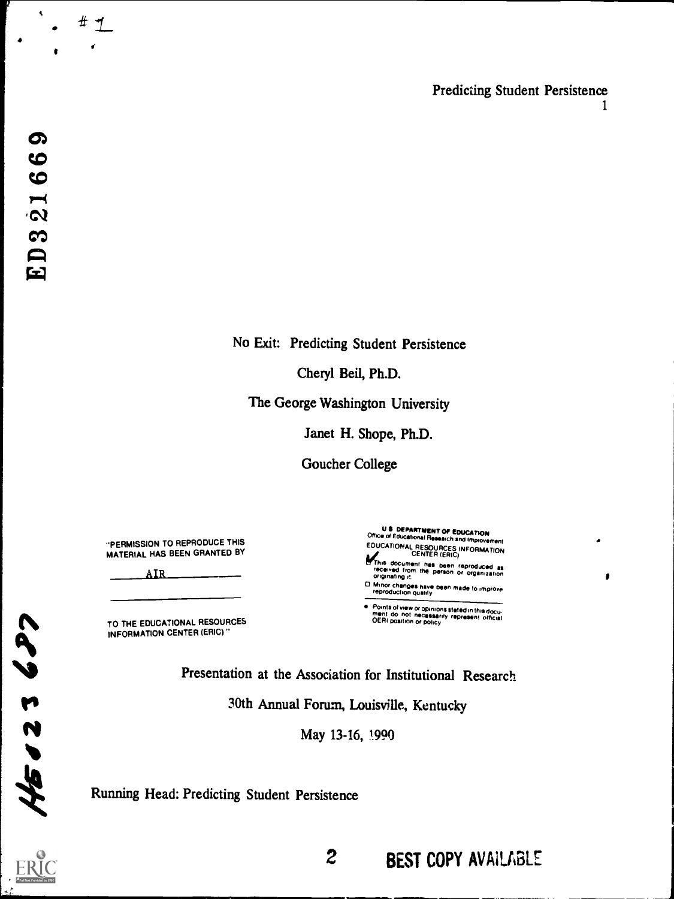# No Exit: Predicting Student Persistence

Cheryl Beil, Ph.D.

The George Washington University

Janet H. Shope, Ph.D.

Goucher College

"PERMISSION TO REPRODUCE THIS MATERIAL HAS BEEN GRANTED BY

AIR

TO THE EDUCATIONAL RESOURCES INFORMATION CENTER (ERIC)."

U.S. DEPARTMENT OF EDUCATION
Office of Educational Research and Improvement
EDUCATIONAL RESOURCES INFORMATION CENTER (ERIC)

- This document has been reproduced as received from the person or organization originating it.
- Minor changes have been made to improve reproduction quality.
- Points of view or opinions stated in this document do not necessarily represent official OERI position or policy.

Presentation at the Association for Institutional Research

30th Annual Forum, Louisville, Kentucky

May 13-16, 1990

Running Head: Predicting Student Persistence

BEST COPY AVAILABLE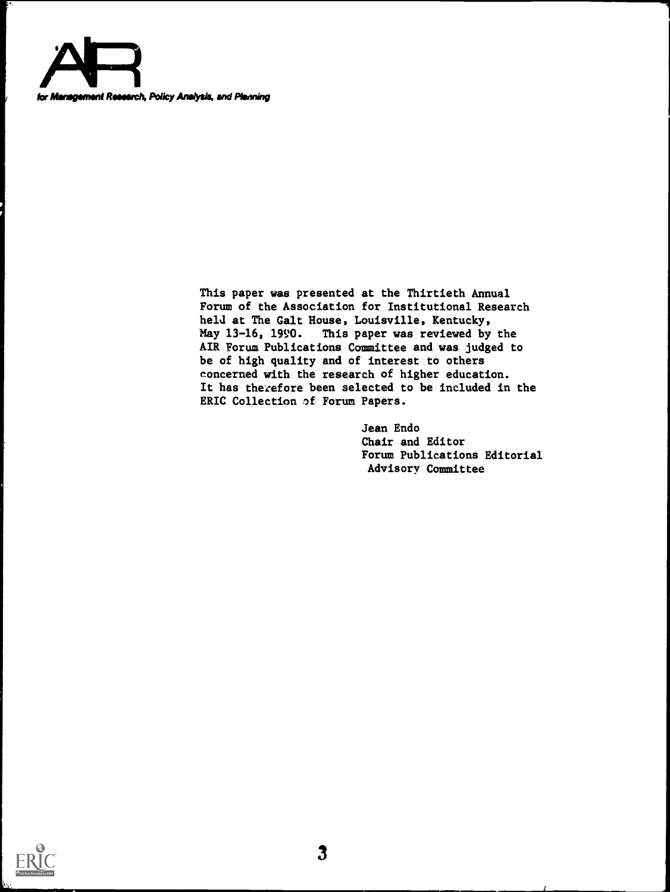AIR

*for Management Research, Policy Analysis, and Planning*

This paper was presented at the Thirtieth Annual Forum of the Association for Institutional Research held at The Galt House, Louisville, Kentucky, May 13-16, 1990. This paper was reviewed by the AIR Forum Publications Committee and was judged to be of high quality and of interest to others concerned with the research of higher education. It has therefore been selected to be included in the ERIC Collection of Forum Papers.

Jean Endo
Chair and Editor
Forum Publications Editorial Advisory Committee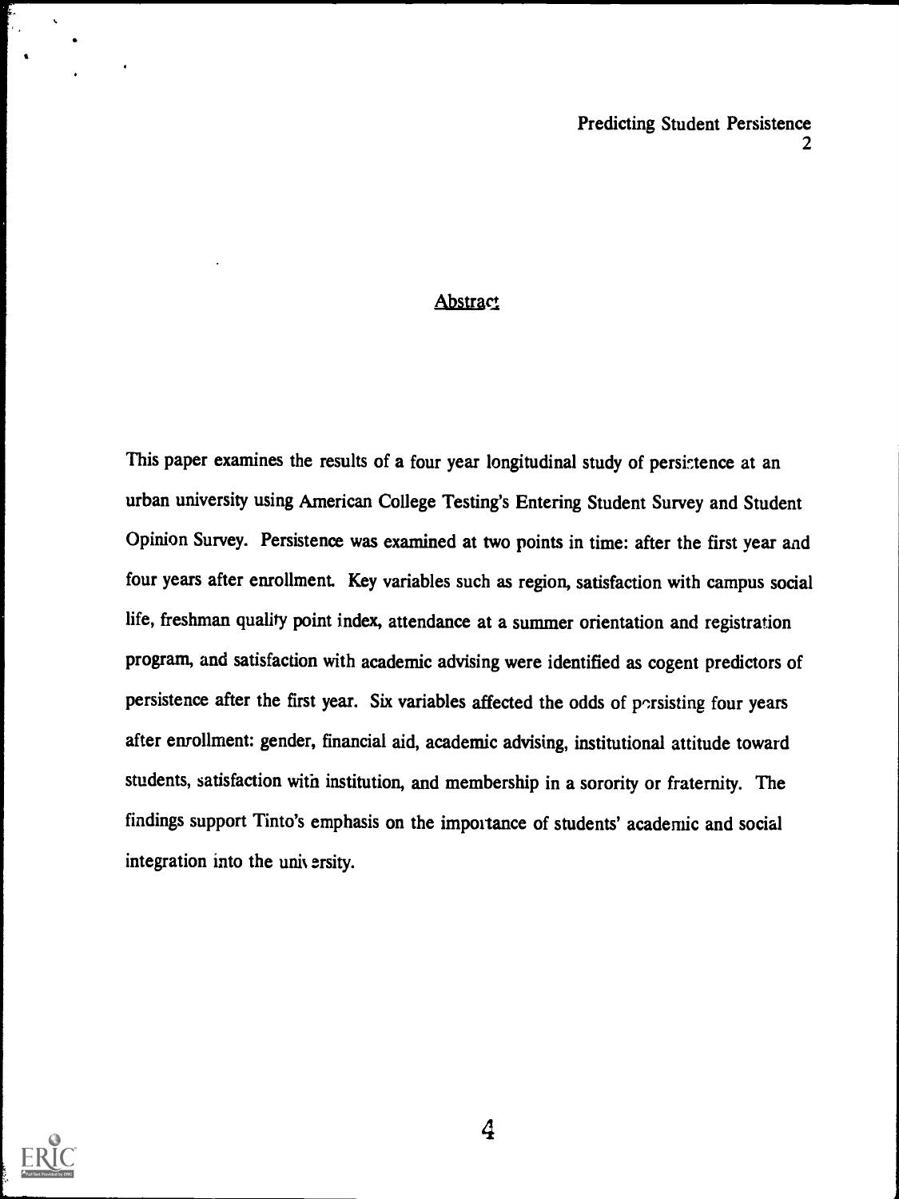## Abstract

This paper examines the results of a four year longitudinal study of persistence at an urban university using American College Testing's Entering Student Survey and Student Opinion Survey. Persistence was examined at two points in time: after the first year and four years after enrollment. Key variables such as region, satisfaction with campus social life, freshman quality point index, attendance at a summer orientation and registration program, and satisfaction with academic advising were identified as cogent predictors of persistence after the first year. Six variables affected the odds of persisting four years after enrollment: gender, financial aid, academic advising, institutional attitude toward students, satisfaction with institution, and membership in a sorority or fraternity. The findings support Tinto's emphasis on the importance of students' academic and social integration into the university.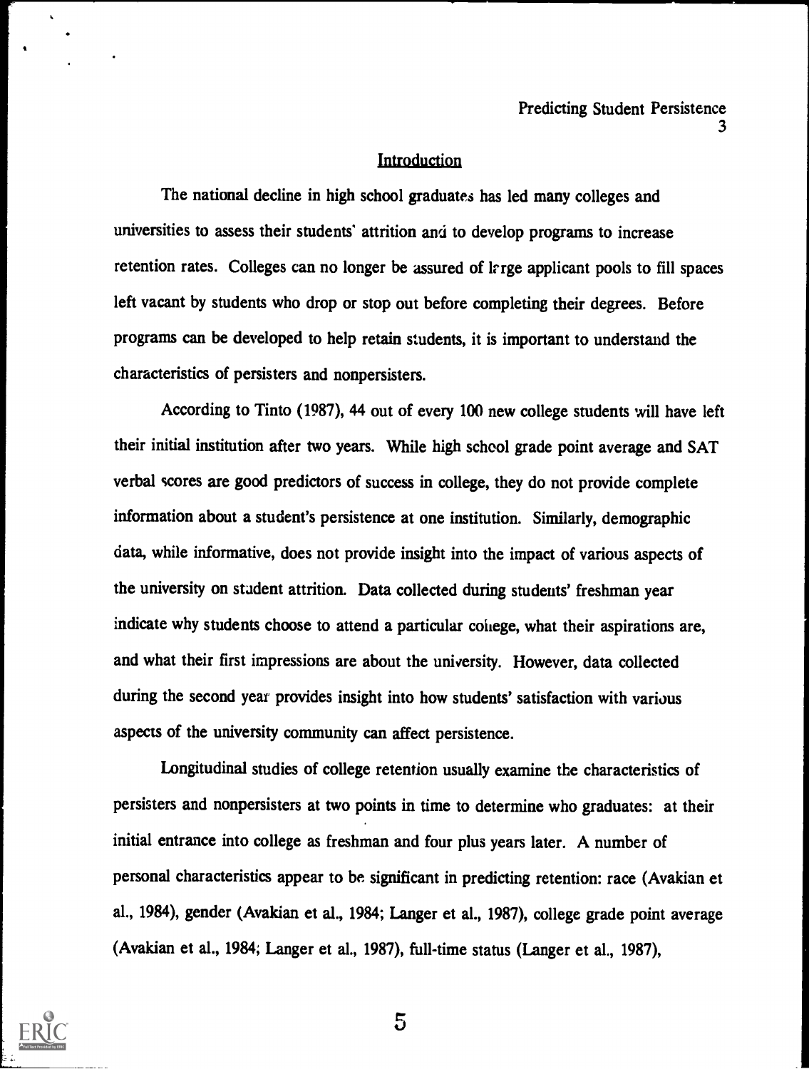## Introduction

The national decline in high school graduates has led many colleges and universities to assess their students' attrition and to develop programs to increase retention rates. Colleges can no longer be assured of large applicant pools to fill spaces left vacant by students who drop or stop out before completing their degrees. Before programs can be developed to help retain students, it is important to understand the characteristics of persisters and nonpersisters.

According to Tinto (1987), 44 out of every 100 new college students will have left their initial institution after two years. While high school grade point average and SAT verbal scores are good predictors of success in college, they do not provide complete information about a student's persistence at one institution. Similarly, demographic data, while informative, does not provide insight into the impact of various aspects of the university on student attrition. Data collected during students' freshman year indicate why students choose to attend a particular college, what their aspirations are, and what their first impressions are about the university. However, data collected during the second year provides insight into how students' satisfaction with various aspects of the university community can affect persistence.

Longitudinal studies of college retention usually examine the characteristics of persisters and nonpersisters at two points in time to determine who graduates: at their initial entrance into college as freshman and four plus years later. A number of personal characteristics appear to be significant in predicting retention: race (Avakian et al., 1984), gender (Avakian et al., 1984; Langer et al., 1987), college grade point average (Avakian et al., 1984; Langer et al., 1987), full-time status (Langer et al., 1987),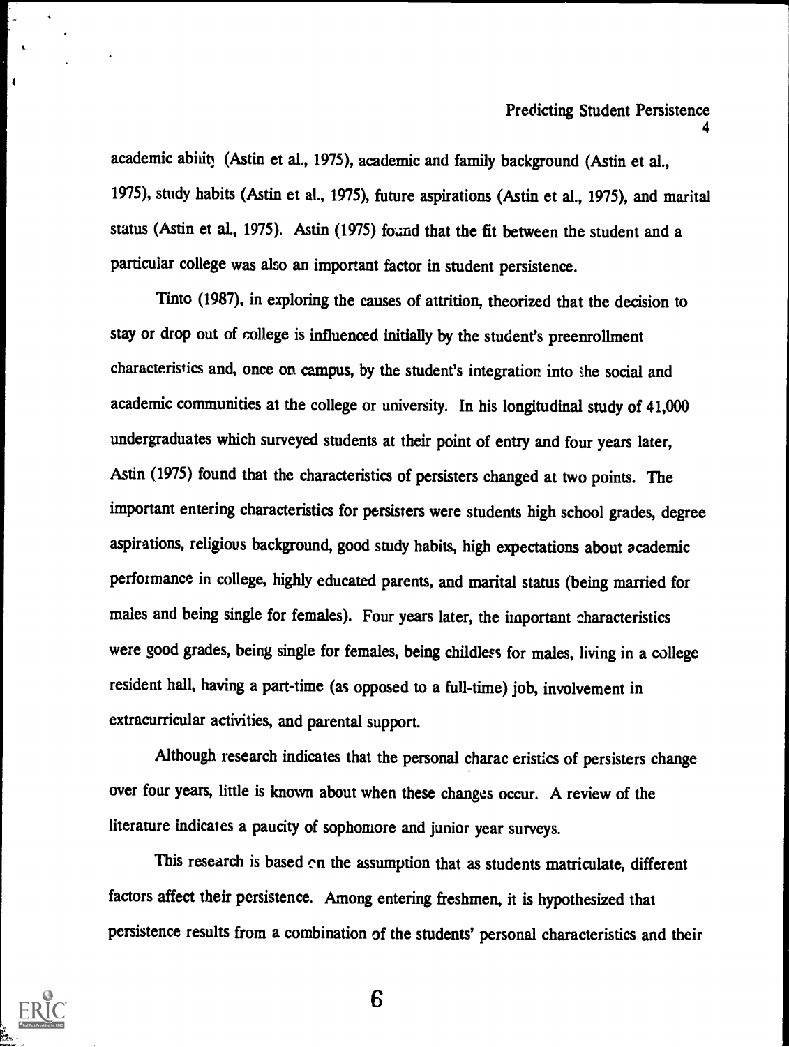academic ability (Astin et al., 1975), academic and family background (Astin et al., 1975), study habits (Astin et al., 1975), future aspirations (Astin et al., 1975), and marital status (Astin et al., 1975). Astin (1975) found that the fit between the student and a particular college was also an important factor in student persistence.

Tinto (1987), in exploring the causes of attrition, theorized that the decision to stay or drop out of college is influenced initially by the student's preenrollment characteristics and, once on campus, by the student's integration into the social and academic communities at the college or university. In his longitudinal study of 41,000 undergraduates which surveyed students at their point of entry and four years later, Astin (1975) found that the characteristics of persisters changed at two points. The important entering characteristics for persisters were students high school grades, degree aspirations, religious background, good study habits, high expectations about academic performance in college, highly educated parents, and marital status (being married for males and being single for females). Four years later, the important characteristics were good grades, being single for females, being childless for males, living in a college resident hall, having a part-time (as opposed to a full-time) job, involvement in extracurricular activities, and parental support.

Although research indicates that the personal characteristics of persisters change over four years, little is known about when these changes occur. A review of the literature indicates a paucity of sophomore and junior year surveys.

This research is based on the assumption that as students matriculate, different factors affect their persistence. Among entering freshmen, it is hypothesized that persistence results from a combination of the students' personal characteristics and their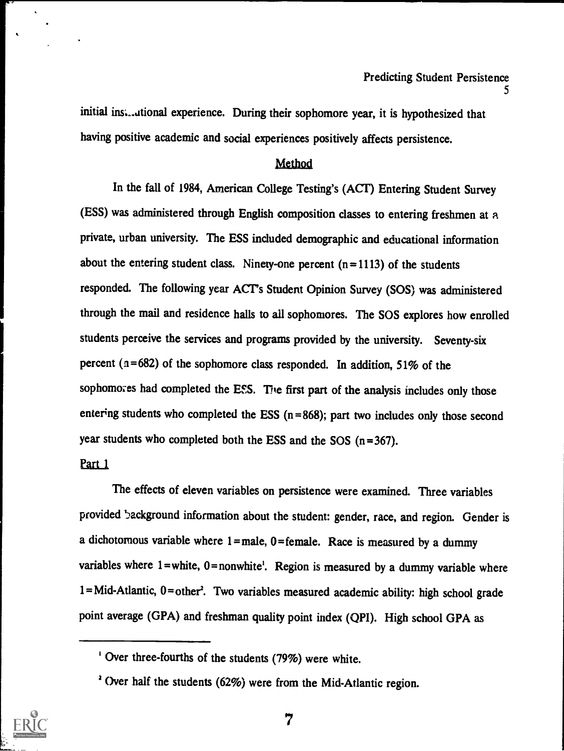initial institutional experience. During their sophomore year, it is hypothesized that having positive academic and social experiences positively affects persistence.

## Method

In the fall of 1984, American College Testing's (ACT) Entering Student Survey (ESS) was administered through English composition classes to entering freshmen at a private, urban university. The ESS included demographic and educational information about the entering student class. Ninety-one percent (n=1113) of the students responded. The following year ACT's Student Opinion Survey (SOS) was administered through the mail and residence halls to all sophomores. The SOS explores how enrolled students perceive the services and programs provided by the university. Seventy-six percent (n=682) of the sophomore class responded. In addition, 51% of the sophomores had completed the ESS. The first part of the analysis includes only those entering students who completed the ESS (n=868); part two includes only those second year students who completed both the ESS and the SOS (n=367).

### Part 1

The effects of eleven variables on persistence were examined. Three variables provided background information about the student: gender, race, and region. Gender is a dichotomous variable where 1=male, 0=female. Race is measured by a dummy variables where 1=white, 0=nonwhite[1]. Region is measured by a dummy variable where 1=Mid-Atlantic, 0=other[2]. Two variables measured academic ability: high school grade point average (GPA) and freshman quality point index (QPI). High school GPA as

[1] Over three-fourths of the students (79%) were white.

[2] Over half the students (62%) were from the Mid-Atlantic region.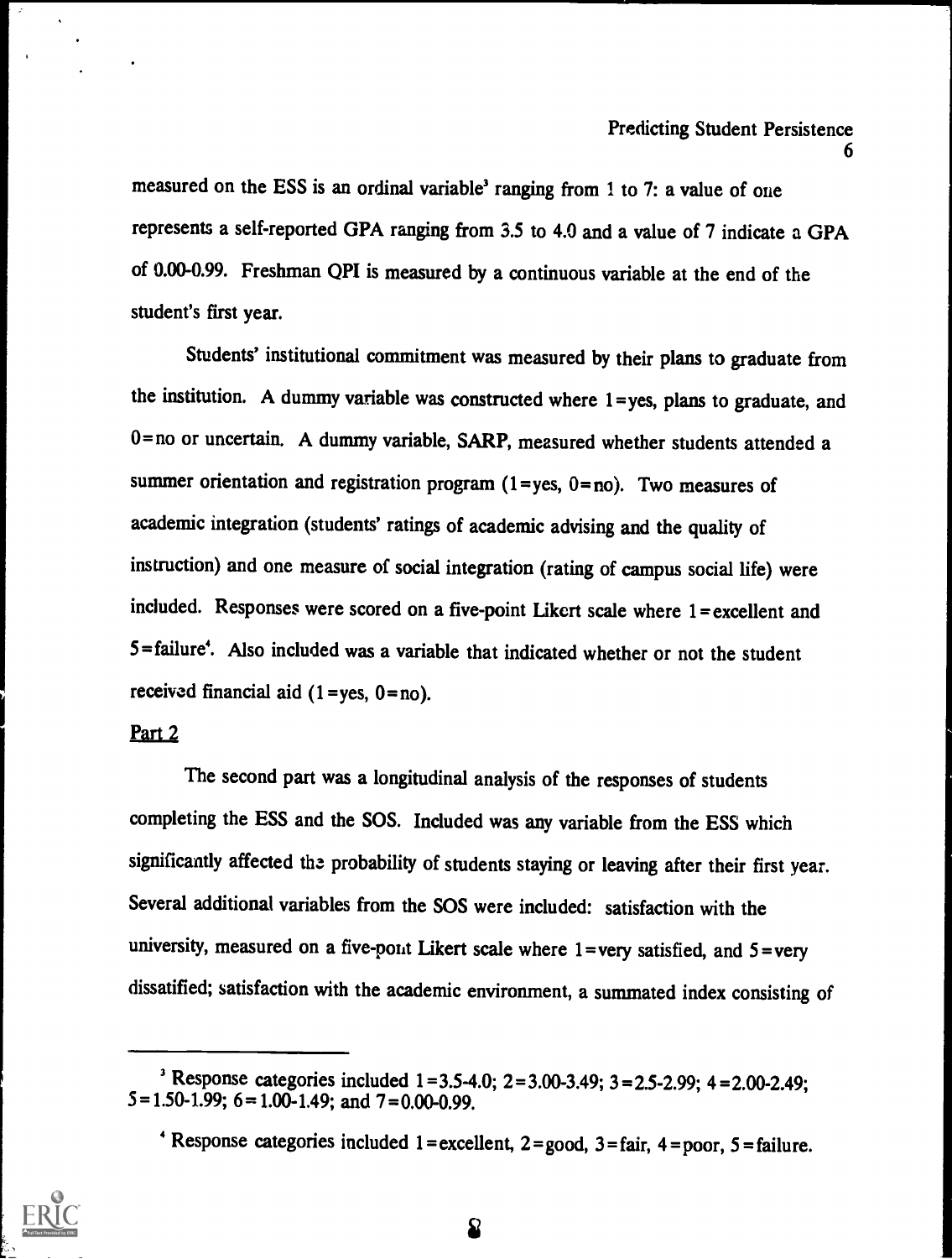measured on the ESS is an ordinal variable[3] ranging from 1 to 7: a value of one represents a self-reported GPA ranging from 3.5 to 4.0 and a value of 7 indicate a GPA of 0.00-0.99. Freshman QPI is measured by a continuous variable at the end of the student's first year.

Students' institutional commitment was measured by their plans to graduate from the institution. A dummy variable was constructed where 1=yes, plans to graduate, and 0=no or uncertain. A dummy variable, SARP, measured whether students attended a summer orientation and registration program (1=yes, 0=no). Two measures of academic integration (students' ratings of academic advising and the quality of instruction) and one measure of social integration (rating of campus social life) were included. Responses were scored on a five-point Likert scale where 1=excellent and 5=failure[4]. Also included was a variable that indicated whether or not the student received financial aid (1=yes, 0=no).

Part 2

The second part was a longitudinal analysis of the responses of students completing the ESS and the SOS. Included was any variable from the ESS which significantly affected the probability of students staying or leaving after their first year. Several additional variables from the SOS were included: satisfaction with the university, measured on a five-point Likert scale where 1=very satisfied, and 5=very dissatified; satisfaction with the academic environment, a summated index consisting of

[3] Response categories included 1=3.5-4.0; 2=3.00-3.49; 3=2.5-2.99; 4=2.00-2.49; 5=1.50-1.99; 6=1.00-1.49; and 7=0.00-0.99.

[4] Response categories included 1=excellent, 2=good, 3=fair, 4=poor, 5=failure.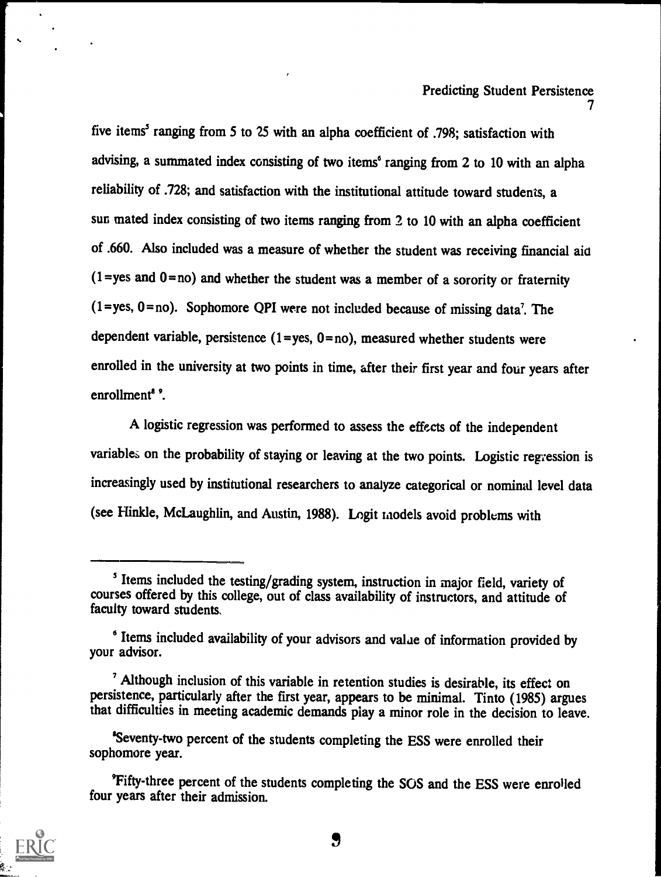five items[5] ranging from 5 to 25 with an alpha coefficient of .798; satisfaction with advising, a summated index consisting of two items[6] ranging from 2 to 10 with an alpha reliability of .728; and satisfaction with the institutional attitude toward students, a summated index consisting of two items ranging from 2 to 10 with an alpha coefficient of .660. Also included was a measure of whether the student was receiving financial aid (1=yes and 0=no) and whether the student was a member of a sorority or fraternity (1=yes, 0=no). Sophomore QPI were not included because of missing data[7]. The dependent variable, persistence (1=yes, 0=no), measured whether students were enrolled in the university at two points in time, after their first year and four years after enrollment[8,9].

A logistic regression was performed to assess the effects of the independent variables on the probability of staying or leaving at the two points. Logistic regression is increasingly used by institutional researchers to analyze categorical or nominal level data (see Hinkle, McLaughlin, and Austin, 1988). Logit models avoid problems with

---

[5] Items included the testing/grading system, instruction in major field, variety of courses offered by this college, out of class availability of instructors, and attitude of faculty toward students.

[6] Items included availability of your advisors and value of information provided by your advisor.

[7] Although inclusion of this variable in retention studies is desirable, its effect on persistence, particularly after the first year, appears to be minimal. Tinto (1985) argues that difficulties in meeting academic demands play a minor role in the decision to leave.

[8] Seventy-two percent of the students completing the ESS were enrolled their sophomore year.

[9] Fifty-three percent of the students completing the SOS and the ESS were enrolled four years after their admission.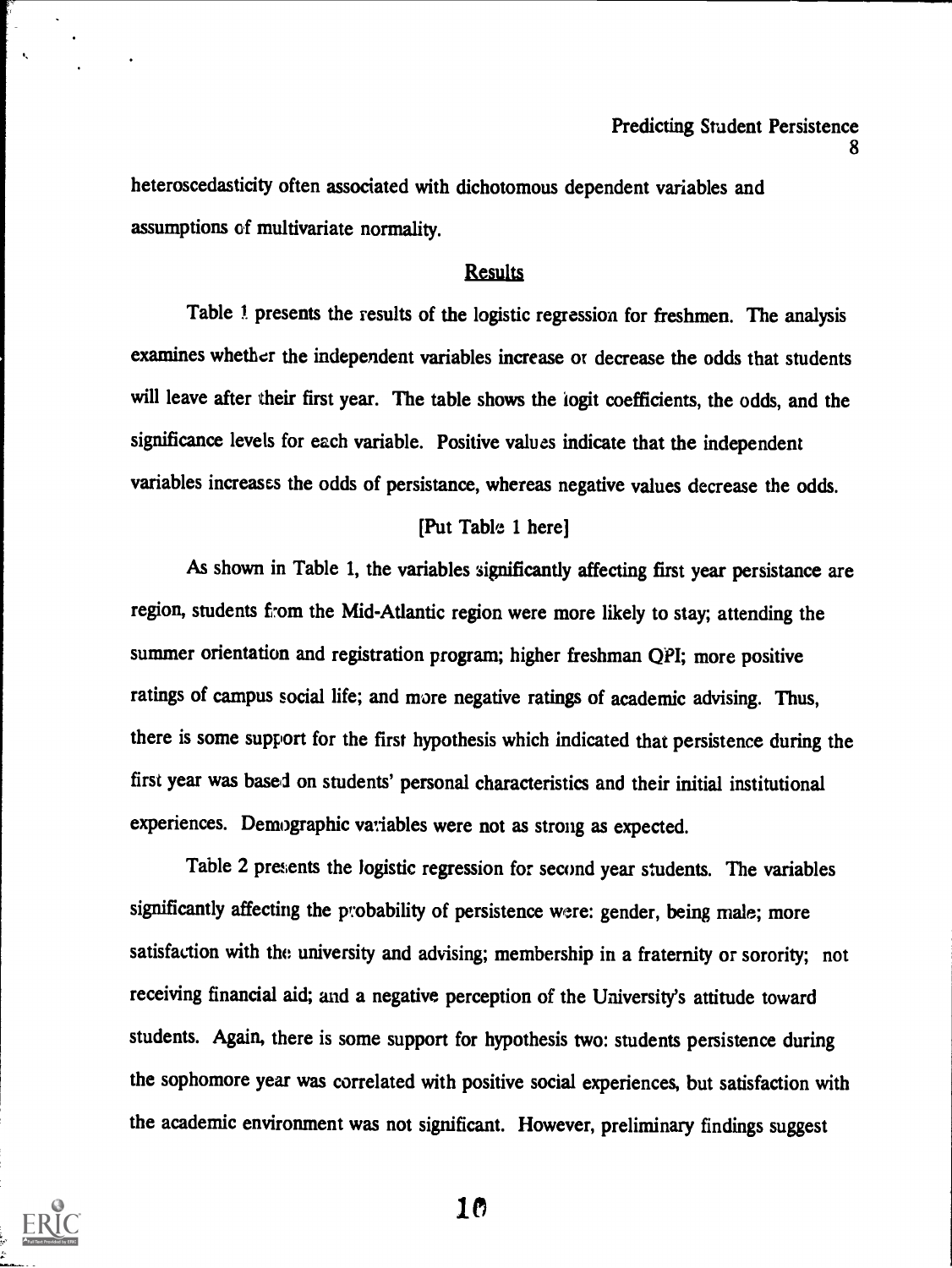heteroscedasticity often associated with dichotomous dependent variables and assumptions of multivariate normality.

## Results

Table 1 presents the results of the logistic regression for freshmen. The analysis examines whether the independent variables increase or decrease the odds that students will leave after their first year. The table shows the logit coefficients, the odds, and the significance levels for each variable. Positive values indicate that the independent variables increases the odds of persistance, whereas negative values decrease the odds.

[Put Table 1 here]

As shown in Table 1, the variables significantly affecting first year persistance are region, students from the Mid-Atlantic region were more likely to stay; attending the summer orientation and registration program; higher freshman QPI; more positive ratings of campus social life; and more negative ratings of academic advising. Thus, there is some support for the first hypothesis which indicated that persistence during the first year was based on students' personal characteristics and their initial institutional experiences. Demographic variables were not as strong as expected.

Table 2 presents the logistic regression for second year students. The variables significantly affecting the probability of persistence were: gender, being male; more satisfaction with the university and advising; membership in a fraternity or sorority; not receiving financial aid; and a negative perception of the University's attitude toward students. Again, there is some support for hypothesis two: students persistence during the sophomore year was correlated with positive social experiences, but satisfaction with the academic environment was not significant. However, preliminary findings suggest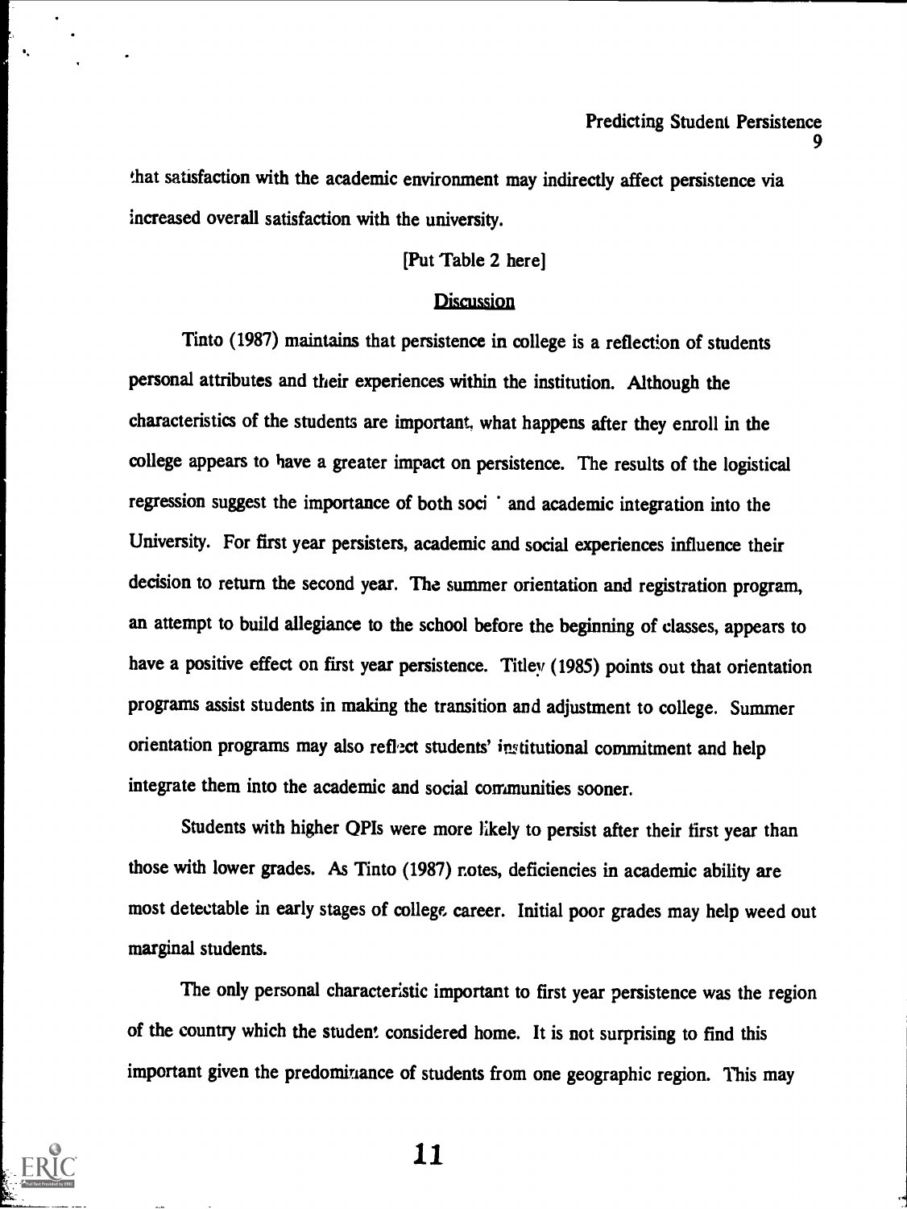that satisfaction with the academic environment may indirectly affect persistence via increased overall satisfaction with the university.

[Put Table 2 here]

## Discussion

Tinto (1987) maintains that persistence in college is a reflection of students personal attributes and their experiences within the institution. Although the characteristics of the students are important, what happens after they enroll in the college appears to have a greater impact on persistence. The results of the logistical regression suggest the importance of both soci ˙ and academic integration into the University. For first year persisters, academic and social experiences influence their decision to return the second year. The summer orientation and registration program, an attempt to build allegiance to the school before the beginning of classes, appears to have a positive effect on first year persistence. Titley (1985) points out that orientation programs assist students in making the transition and adjustment to college. Summer orientation programs may also reflect students' institutional commitment and help integrate them into the academic and social communities sooner.

Students with higher QPIs were more likely to persist after their first year than those with lower grades. As Tinto (1987) notes, deficiencies in academic ability are most detectable in early stages of college career. Initial poor grades may help weed out marginal students.

The only personal characteristic important to first year persistence was the region of the country which the student considered home. It is not surprising to find this important given the predominance of students from one geographic region. This may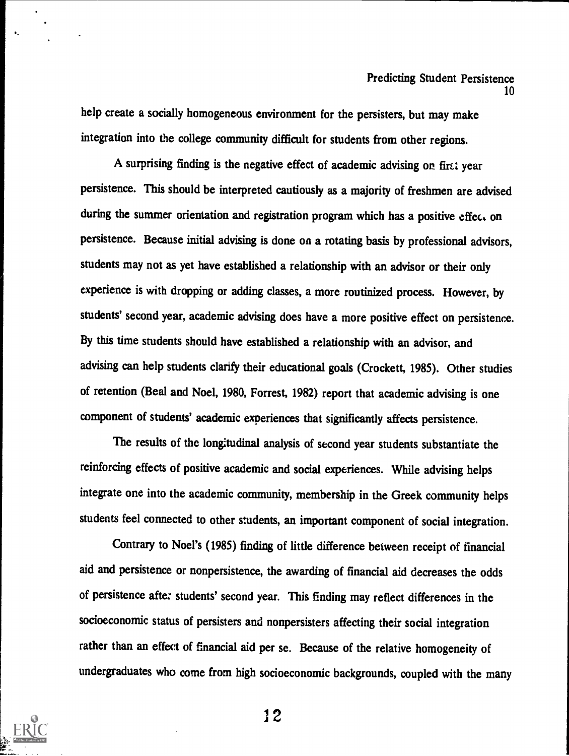help create a socially homogeneous environment for the persisters, but may make integration into the college community difficult for students from other regions.

A surprising finding is the negative effect of academic advising on first year persistence. This should be interpreted cautiously as a majority of freshmen are advised during the summer orientation and registration program which has a positive effect on persistence. Because initial advising is done on a rotating basis by professional advisors, students may not as yet have established a relationship with an advisor or their only experience is with dropping or adding classes, a more routinized process. However, by students' second year, academic advising does have a more positive effect on persistence. By this time students should have established a relationship with an advisor, and advising can help students clarify their educational goals (Crockett, 1985). Other studies of retention (Beal and Noel, 1980, Forrest, 1982) report that academic advising is one component of students' academic experiences that significantly affects persistence.

The results of the longitudinal analysis of second year students substantiate the reinforcing effects of positive academic and social experiences. While advising helps integrate one into the academic community, membership in the Greek community helps students feel connected to other students, an important component of social integration.

Contrary to Noel's (1985) finding of little difference between receipt of financial aid and persistence or nonpersistence, the awarding of financial aid decreases the odds of persistence after students' second year. This finding may reflect differences in the socioeconomic status of persisters and nonpersisters affecting their social integration rather than an effect of financial aid per se. Because of the relative homogeneity of undergraduates who come from high socioeconomic backgrounds, coupled with the many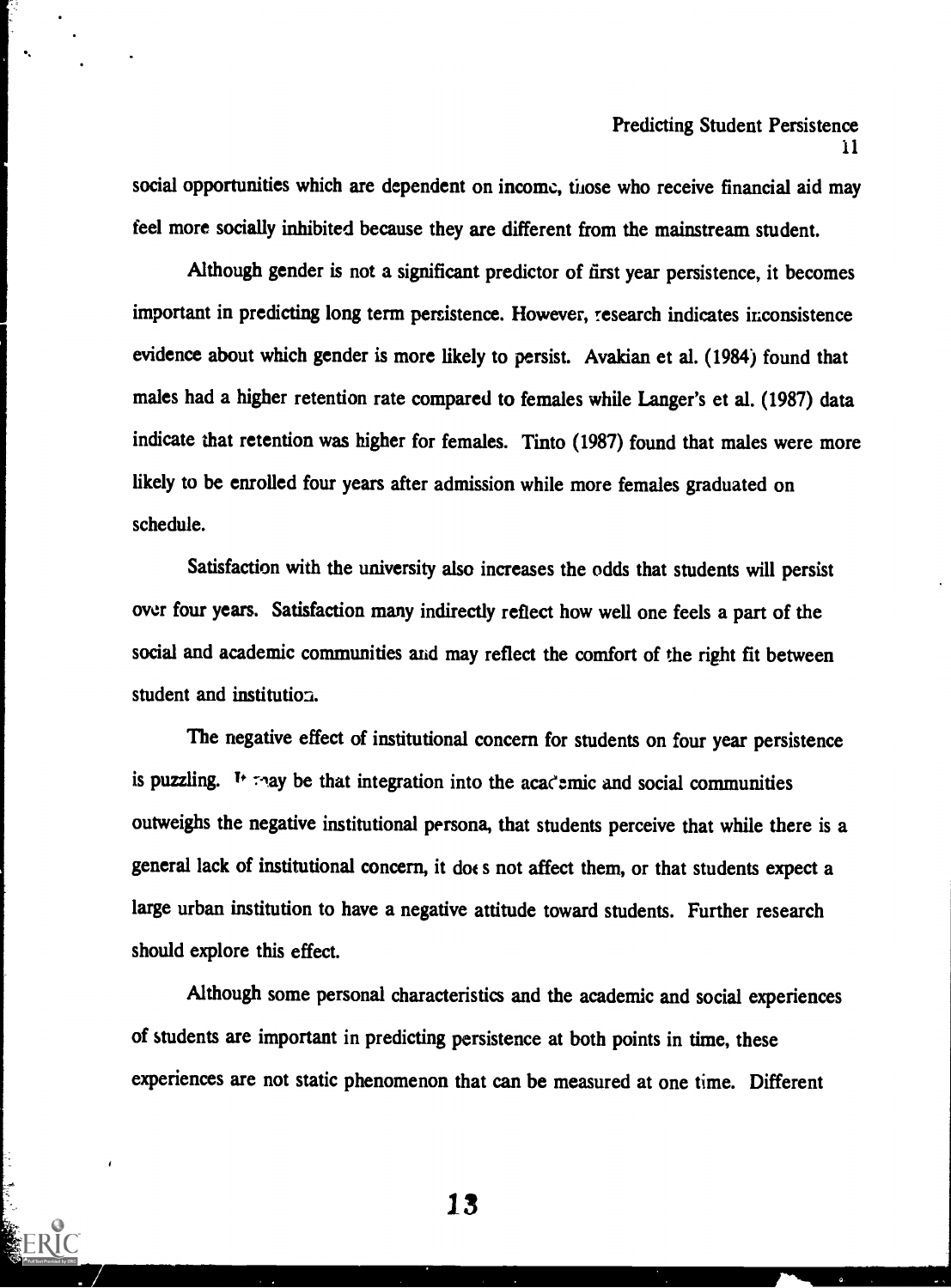social opportunities which are dependent on income, those who receive financial aid may feel more socially inhibited because they are different from the mainstream student.

Although gender is not a significant predictor of first year persistence, it becomes important in predicting long term persistence. However, research indicates inconsistence evidence about which gender is more likely to persist. Avakian et al. (1984) found that males had a higher retention rate compared to females while Langer's et al. (1987) data indicate that retention was higher for females. Tinto (1987) found that males were more likely to be enrolled four years after admission while more females graduated on schedule.

Satisfaction with the university also increases the odds that students will persist over four years. Satisfaction many indirectly reflect how well one feels a part of the social and academic communities and may reflect the comfort of the right fit between student and institution.

The negative effect of institutional concern for students on four year persistence is puzzling. It may be that integration into the academic and social communities outweighs the negative institutional persona, that students perceive that while there is a general lack of institutional concern, it does not affect them, or that students expect a large urban institution to have a negative attitude toward students. Further research should explore this effect.

Although some personal characteristics and the academic and social experiences of students are important in predicting persistence at both points in time, these experiences are not static phenomenon that can be measured at one time. Different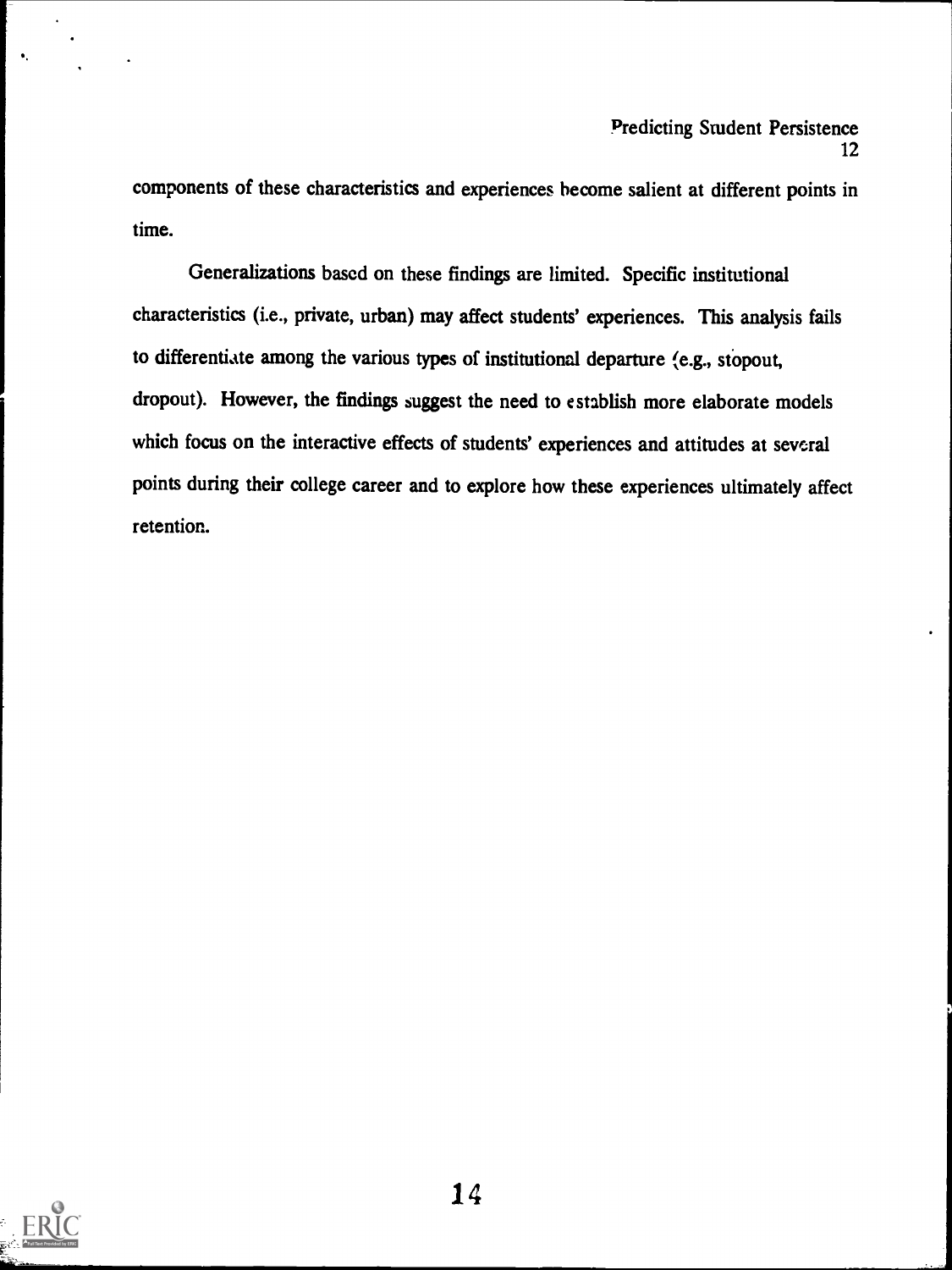components of these characteristics and experiences become salient at different points in time.

Generalizations based on these findings are limited. Specific institutional characteristics (i.e., private, urban) may affect students' experiences. This analysis fails to differentiate among the various types of institutional departure (e.g., stopout, dropout). However, the findings suggest the need to establish more elaborate models which focus on the interactive effects of students' experiences and attitudes at several points during their college career and to explore how these experiences ultimately affect retention.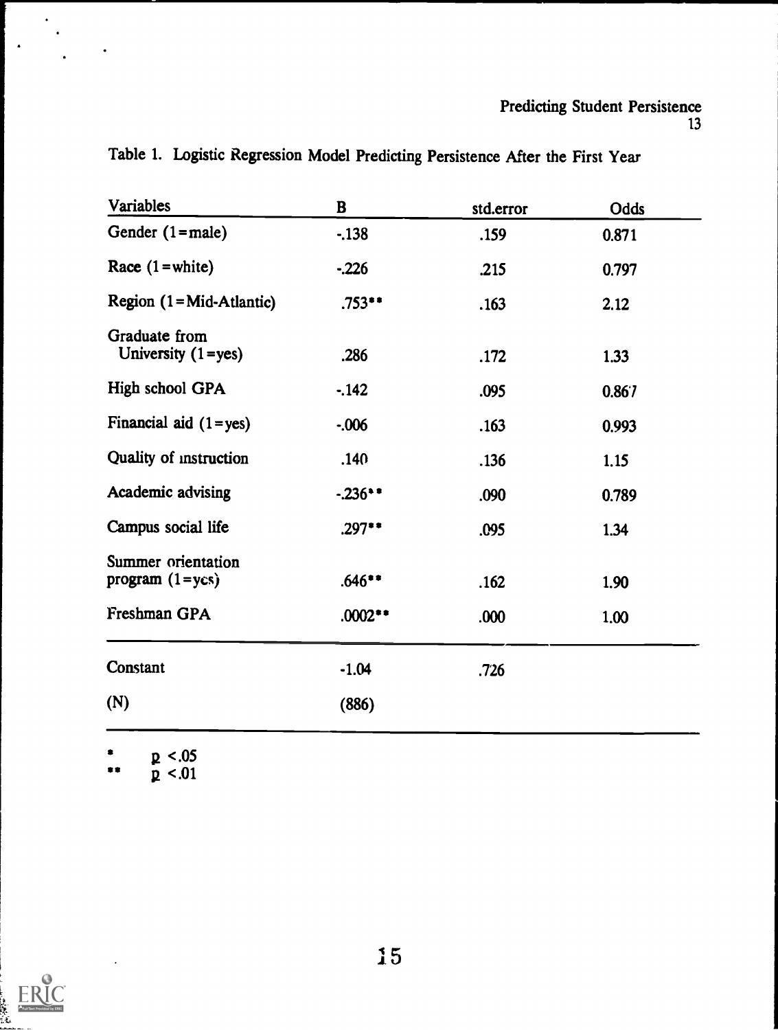Table 1. Logistic Regression Model Predicting Persistence After the First Year

| Variables | B | std.error | Odds |
|---|---|---|---|
| Gender (1=male) | -.138 | .159 | 0.871 |
| Race (1=white) | -.226 | .215 | 0.797 |
| Region (1=Mid-Atlantic) | .753** | .163 | 2.12 |
| Graduate from University (1=yes) | .286 | .172 | 1.33 |
| High school GPA | -.142 | .095 | 0.867 |
| Financial aid (1=yes) | -.006 | .163 | 0.993 |
| Quality of instruction | .140 | .136 | 1.15 |
| Academic advising | -.236** | .090 | 0.789 |
| Campus social life | .297** | .095 | 1.34 |
| Summer orientation program (1=yes) | .646** | .162 | 1.90 |
| Freshman GPA | .0002** | .000 | 1.00 |
| Constant | -1.04 | .726 | |
| (N) | (886) | | |

\* $p < .05$
\*\* $p < .01$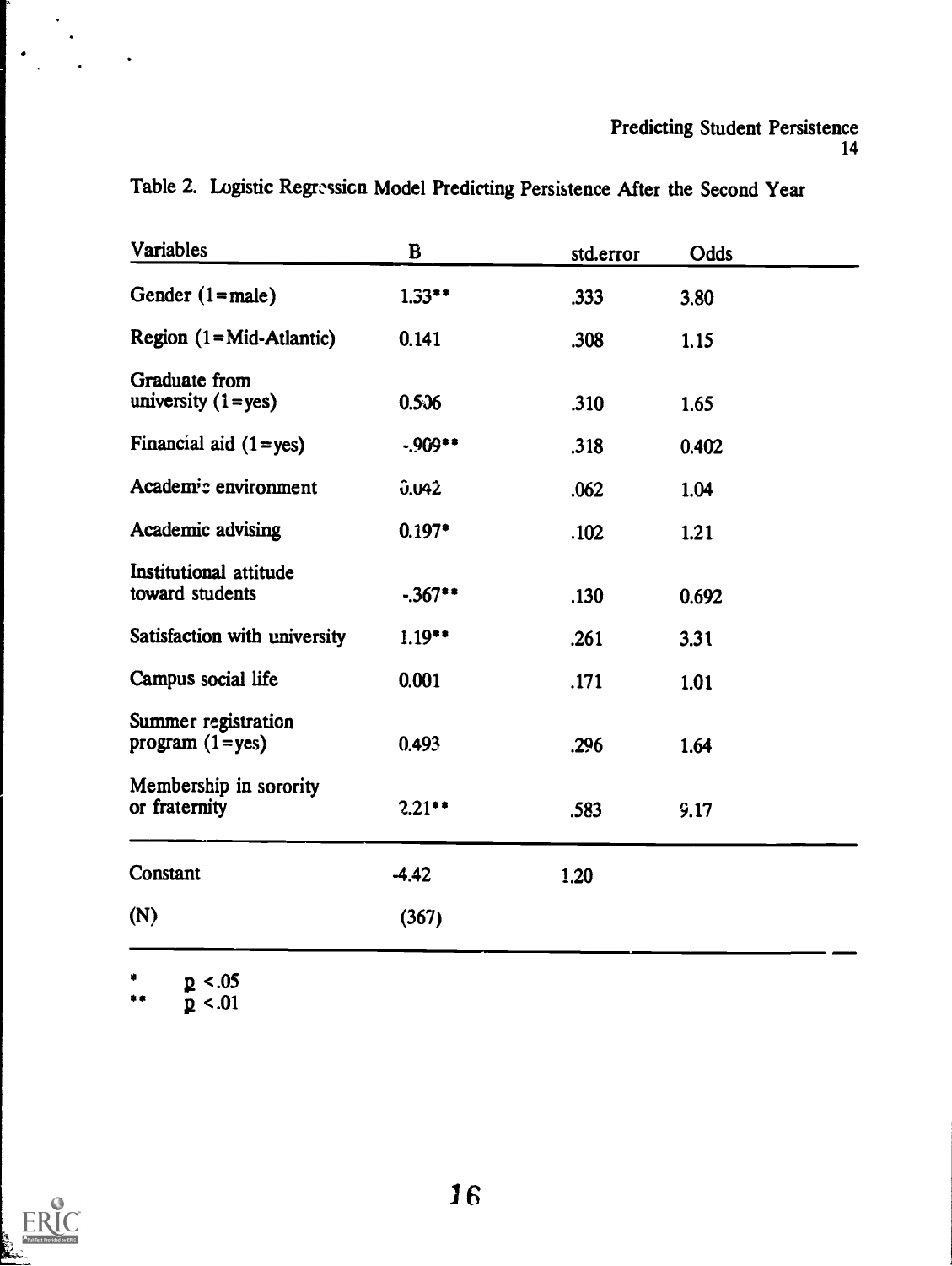Table 2. Logistic Regression Model Predicting Persistence After the Second Year

| Variables | B | std.error | Odds |
|---|---|---|---|
| Gender (1=male) | 1.33** | .333 | 3.80 |
| Region (1=Mid-Atlantic) | 0.141 | .308 | 1.15 |
| Graduate from university (1=yes) | 0.506 | .310 | 1.65 |
| Financial aid (1=yes) | -.909** | .318 | 0.402 |
| Academic environment | 0.042 | .062 | 1.04 |
| Academic advising | 0.197* | .102 | 1.21 |
| Institutional attitude toward students | -.367** | .130 | 0.692 |
| Satisfaction with university | 1.19** | .261 | 3.31 |
| Campus social life | 0.001 | .171 | 1.01 |
| Summer registration program (1=yes) | 0.493 | .296 | 1.64 |
| Membership in sorority or fraternity | 2.21** | .583 | 9.17 |
| Constant | -4.42 | 1.20 | |
| (N) | (367) | | |

\* $p < .05$
\*\* $p < .01$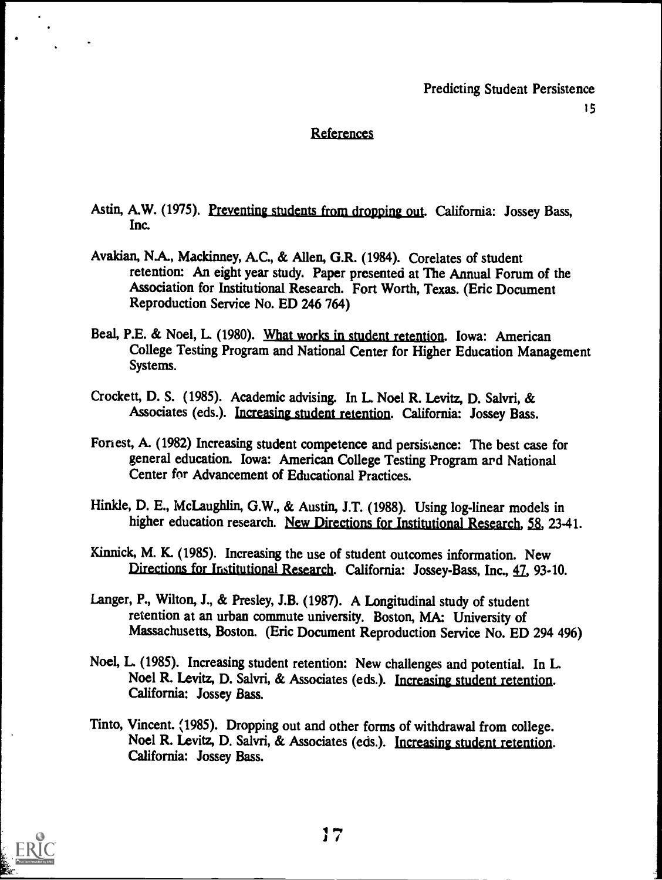## References

Astin, A.W. (1975). Preventing students from dropping out. California: Jossey Bass, Inc.

Avakian, N.A., Mackinney, A.C., & Allen, G.R. (1984). Corelates of student retention: An eight year study. Paper presented at The Annual Forum of the Association for Institutional Research. Fort Worth, Texas. (Eric Document Reproduction Service No. ED 246 764)

Beal, P.E. & Noel, L. (1980). What works in student retention. Iowa: American College Testing Program and National Center for Higher Education Management Systems.

Crockett, D. S. (1985). Academic advising. In L. Noel R. Levitz, D. Salvri, & Associates (eds.). Increasing student retention. California: Jossey Bass.

Forrest, A. (1982) Increasing student competence and persistence: The best case for general education. Iowa: American College Testing Program and National Center for Advancement of Educational Practices.

Hinkle, D. E., McLaughlin, G.W., & Austin, J.T. (1988). Using log-linear models in higher education research. New Directions for Institutional Research, 58, 23-41.

Kinnick, M. K. (1985). Increasing the use of student outcomes information. New Directions for Institutional Research. California: Jossey-Bass, Inc., 47, 93-10.

Langer, P., Wilton, J., & Presley, J.B. (1987). A Longitudinal study of student retention at an urban commute university. Boston, MA: University of Massachusetts, Boston. (Eric Document Reproduction Service No. ED 294 496)

Noel, L. (1985). Increasing student retention: New challenges and potential. In L. Noel R. Levitz, D. Salvri, & Associates (eds.). Increasing student retention. California: Jossey Bass.

Tinto, Vincent. (1985). Dropping out and other forms of withdrawal from college. Noel R. Levitz, D. Salvri, & Associates (eds.). Increasing student retention. California: Jossey Bass.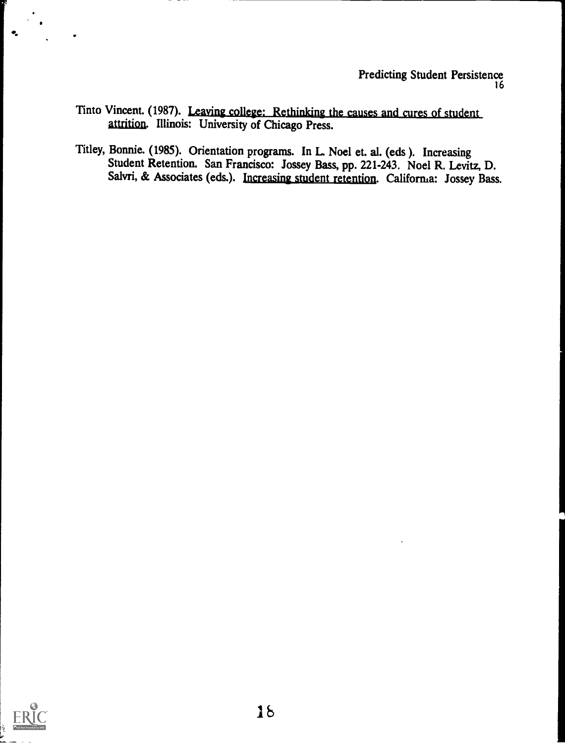Tinto Vincent. (1987). Leaving college: Rethinking the causes and cures of student attrition. Illinois: University of Chicago Press.

Titley, Bonnie. (1985). Orientation programs. In L. Noel et. al. (eds ). Increasing Student Retention. San Francisco: Jossey Bass, pp. 221-243. Noel R. Levitz, D. Salvri, & Associates (eds.). Increasing student retention. California: Jossey Bass.